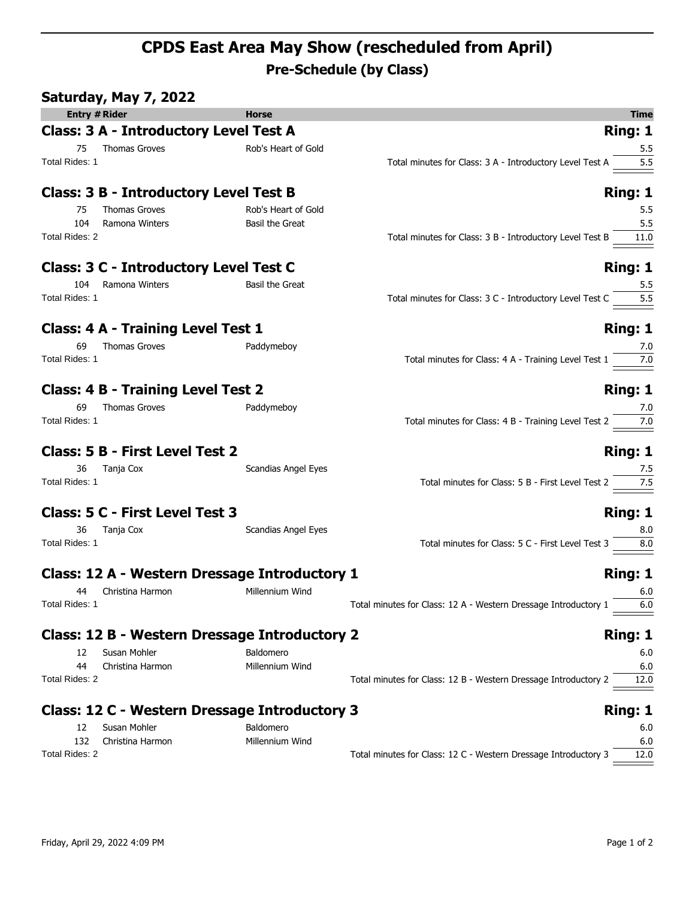# CPDS East Area May Show (rescheduled from April)

## Pre-Schedule (by Class)

### Saturday, May 7, 2022

| Entry # | Rider | Horse | Time |
|---|---|---|---|

### Class: 3 A - Introductory Level Test A — Ring: 1

| Entry # | Rider | Horse | Time |
|---|---|---|---|
| 75 | Thomas Groves | Rob's Heart of Gold | 5.5 |

Total Rides: 1 — Total minutes for Class: 3 A - Introductory Level Test A: 5.5

### Class: 3 B - Introductory Level Test B — Ring: 1

| Entry # | Rider | Horse | Time |
|---|---|---|---|
| 75 | Thomas Groves | Rob's Heart of Gold | 5.5 |
| 104 | Ramona Winters | Basil the Great | 5.5 |

Total Rides: 2 — Total minutes for Class: 3 B - Introductory Level Test B: 11.0

### Class: 3 C - Introductory Level Test C — Ring: 1

| Entry # | Rider | Horse | Time |
|---|---|---|---|
| 104 | Ramona Winters | Basil the Great | 5.5 |

Total Rides: 1 — Total minutes for Class: 3 C - Introductory Level Test C: 5.5

### Class: 4 A - Training Level Test 1 — Ring: 1

| Entry # | Rider | Horse | Time |
|---|---|---|---|
| 69 | Thomas Groves | Paddymeboy | 7.0 |

Total Rides: 1 — Total minutes for Class: 4 A - Training Level Test 1: 7.0

### Class: 4 B - Training Level Test 2 — Ring: 1

| Entry # | Rider | Horse | Time |
|---|---|---|---|
| 69 | Thomas Groves | Paddymeboy | 7.0 |

Total Rides: 1 — Total minutes for Class: 4 B - Training Level Test 2: 7.0

### Class: 5 B - First Level Test 2 — Ring: 1

| Entry # | Rider | Horse | Time |
|---|---|---|---|
| 36 | Tanja Cox | Scandias Angel Eyes | 7.5 |

Total Rides: 1 — Total minutes for Class: 5 B - First Level Test 2: 7.5

### Class: 5 C - First Level Test 3 — Ring: 1

| Entry # | Rider | Horse | Time |
|---|---|---|---|
| 36 | Tanja Cox | Scandias Angel Eyes | 8.0 |

Total Rides: 1 — Total minutes for Class: 5 C - First Level Test 3: 8.0

### Class: 12 A - Western Dressage Introductory 1 — Ring: 1

| Entry # | Rider | Horse | Time |
|---|---|---|---|
| 44 | Christina Harmon | Millennium Wind | 6.0 |

Total Rides: 1 — Total minutes for Class: 12 A - Western Dressage Introductory 1: 6.0

### Class: 12 B - Western Dressage Introductory 2 — Ring: 1

| Entry # | Rider | Horse | Time |
|---|---|---|---|
| 12 | Susan Mohler | Baldomero | 6.0 |
| 44 | Christina Harmon | Millennium Wind | 6.0 |

Total Rides: 2 — Total minutes for Class: 12 B - Western Dressage Introductory 2: 12.0

### Class: 12 C - Western Dressage Introductory 3 — Ring: 1

| Entry # | Rider | Horse | Time |
|---|---|---|---|
| 12 | Susan Mohler | Baldomero | 6.0 |
| 132 | Christina Harmon | Millennium Wind | 6.0 |

Total Rides: 2 — Total minutes for Class: 12 C - Western Dressage Introductory 3: 12.0

Friday, April 29, 2022 4:09 PM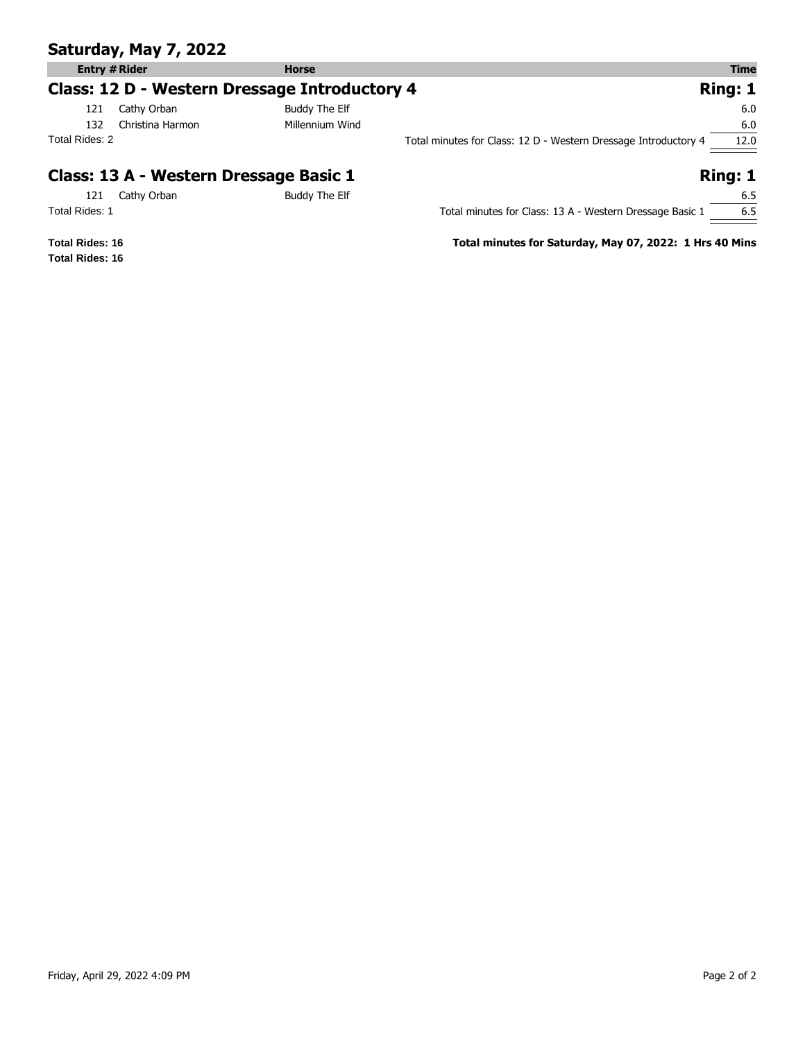## Saturday, May 7, 2022

| Entry # | Rider | Horse | Time |
|---|---|---|---|

### Class: 12 D - Western Dressage Introductory 4 — Ring: 1

| Entry # | Rider | Horse | Time |
|---|---|---|---|
| 121 | Cathy Orban | Buddy The Elf | 6.0 |
| 132 | Christina Harmon | Millennium Wind | 6.0 |

Total Rides: 2 — Total minutes for Class: 12 D - Western Dressage Introductory 4: 12.0

### Class: 13 A - Western Dressage Basic 1 — Ring: 1

| Entry # | Rider | Horse | Time |
|---|---|---|---|
| 121 | Cathy Orban | Buddy The Elf | 6.5 |

Total Rides: 1 — Total minutes for Class: 13 A - Western Dressage Basic 1: 6.5

**Total Rides: 16** — **Total minutes for Saturday, May 07, 2022: 1 Hrs 40 Mins**

**Total Rides: 16**

Friday, April 29, 2022 4:09 PM